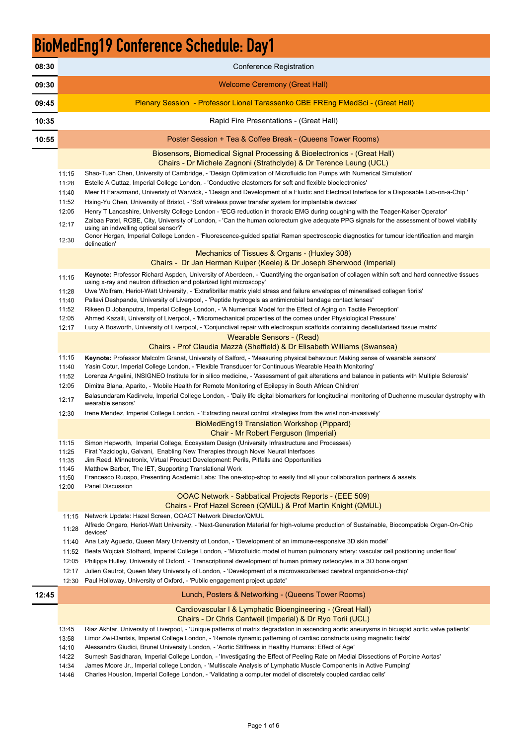# BioMedEng19 Conference Schedule: Day1

**08:30** Conference Registration

**09:30** Welcome Ceremony (Great Hall)

**09:45** Plenary Session - Professor Lionel Tarassenko CBE FREng FMedSci - (Great Hall)

**10:35** Rapid Fire Presentations - (Great Hall)

**10:55** Poster Session + Tea & Coffee Break - (Queens Tower Rooms)

### Biosensors, Biomedical Signal Processing & Bioelectronics - (Great Hall)
Chairs - Dr Michele Zagnoni (Strathclyde) & Dr Terence Leung (UCL)

- 11:15 Shao-Tuan Chen, University of Cambridge, - 'Design Optimization of Microfluidic Ion Pumps with Numerical Simulation'
- 11:28 Estelle A Cuttaz, Imperial College London, - 'Conductive elastomers for soft and flexible bioelectronics'
- 11:40 Meer H Farazmand, Univeristy of Warwick, - 'Design and Development of a Fluidic and Electrical Interface for a Disposable Lab-on-a-Chip '
- 11:52 Hsing-Yu Chen, University of Bristol, - 'Soft wireless power transfer system for implantable devices'
- 12:05 Henry T Lancashire, University College London - 'ECG reduction in thoracic EMG during coughing with the Teager-Kaiser Operator'
- 12:17 Zaibaa Patel, RCBE, City, University of London, - 'Can the human colorectum give adequate PPG signals for the assessment of bowel viability using an indwelling optical sensor?'
- 12:30 Conor Horgan, Imperial College London - 'Fluorescence-guided spatial Raman spectroscopic diagnostics for tumour identification and margin delineation'

### Mechanics of Tissues & Organs - (Huxley 308)
Chairs - Dr Jan Herman Kuiper (Keele) & Dr Joseph Sherwood (Imperial)

- 11:15 **Keynote:** Professor Richard Aspden, University of Aberdeen, - 'Quantifying the organisation of collagen within soft and hard connective tissues using x-ray and neutron diffraction and polarized light microscopy'
- 11:28 Uwe Wolfram, Heriot-Watt University, - 'Extrafibrillar matrix yield stress and failure envelopes of mineralised collagen fibrils'
- 11:40 Pallavi Deshpande, University of Liverpool, - 'Peptide hydrogels as antimicrobial bandage contact lenses'
- 11:52 Rikeen D Jobanputra, Imperial College London, - 'A Numerical Model for the Effect of Aging on Tactile Perception'
- 12:05 Ahmed Kazaili, University of Liverpool, - 'Micromechanical properties of the cornea under Physiological Pressure'
- 12:17 Lucy A Bosworth, University of Liverpool, - 'Conjunctival repair with electrospun scaffolds containing decellularised tissue matrix'

### Wearable Sensors - (Read)
Chairs - Prof Claudia Mazzà (Sheffield) & Dr Elisabeth Williams (Swansea)

- 11:15 **Keynote:** Professor Malcolm Granat, University of Salford, - 'Measuring physical behaviour: Making sense of wearable sensors'
- 11:40 Yasin Cotur, Imperial College London, - 'Flexible Transducer for Continuous Wearable Health Monitoring'
- 11:52 Lorenza Angelini, INSIGNEO Institute for in silico medicine, - 'Assessment of gait alterations and balance in patients with Multiple Sclerosis'
- 12:05 Dimitra Blana, Aparito, - 'Mobile Health for Remote Monitoring of Epilepsy in South African Children'
- 12:17 Balasundaram Kadirvelu, Imperial College London, - 'Daily life digital biomarkers for longitudinal monitoring of Duchenne muscular dystrophy with wearable sensors'
- 12:30 Irene Mendez, Imperial College London, - 'Extracting neural control strategies from the wrist non-invasively'

### BioMedEng19 Translation Workshop (Pippard)
Chair - Mr Robert Ferguson (Imperial)

- 11:15 Simon Hepworth, Imperial College, Ecosystem Design (University Infrastructure and Processes)
- 11:25 Firat Yazicioglu, Galvani, Enabling New Therapies through Novel Neural Interfaces
- 11:35 Jim Reed, Minnetronix, Virtual Product Development: Perils, Pitfalls and Opportunities
- 11:45 Matthew Barber, The IET, Supporting Translational Work
- 11:50 Francesco Ruospo, Presenting Academic Labs: The one-stop-shop to easily find all your collaboration partners & assets
- 12:00 Panel Discussion

### OOAC Network - Sabbatical Projects Reports - (EEE 509)
Chairs - Prof Hazel Screen (QMUL) & Prof Martin Knight (QMUL)

- 11:15 Network Update: Hazel Screen, OOACT Network Director/QMUL
- 11:28 Alfredo Ongaro, Heriot-Watt University, - 'Next-Generation Material for high-volume production of Sustainable, Biocompatible Organ-On-Chip devices'
- 11:40 Ana Laly Aguedo, Queen Mary University of London, - 'Development of an immune-responsive 3D skin model'
- 11:52 Beata Wojciak Stothard, Imperial College London, - 'Microfluidic model of human pulmonary artery: vascular cell positioning under flow'
- 12:05 Philippa Hulley, University of Oxford, - 'Transcriptional development of human primary osteocytes in a 3D bone organ'
- 12:17 Julien Gautrot, Queen Mary University of London, - 'Development of a microvascularised cerebral organoid-on-a-chip'
- 12:30 Paul Holloway, University of Oxford, - 'Public engagement project update'

**12:45** Lunch, Posters & Networking - (Queens Tower Rooms)

### Cardiovascular I & Lymphatic Bioengineering - (Great Hall)
Chairs - Dr Chris Cantwell (Imperial) & Dr Ryo Torii (UCL)

- 13:45 Riaz Akhtar, University of Liverpool, - 'Unique patterns of matrix degradation in ascending aortic aneurysms in bicuspid aortic valve patients'
- 13:58 Limor Zwi-Dantsis, Imperial College London, - 'Remote dynamic patterning of cardiac constructs using magnetic fields'
- 14:10 Alessandro Giudici, Brunel University London, - 'Aortic Stiffness in Healthy Humans: Effect of Age'
- 14:22 Sumesh Sasidharan, Imperial College London, - 'Investigating the Effect of Peeling Rate on Medial Dissections of Porcine Aortas'
- 14:34 James Moore Jr., Imperial college London, - 'Multiscale Analysis of Lymphatic Muscle Components in Active Pumping'
- 14:46 Charles Houston, Imperial College London, - 'Validating a computer model of discretely coupled cardiac cells'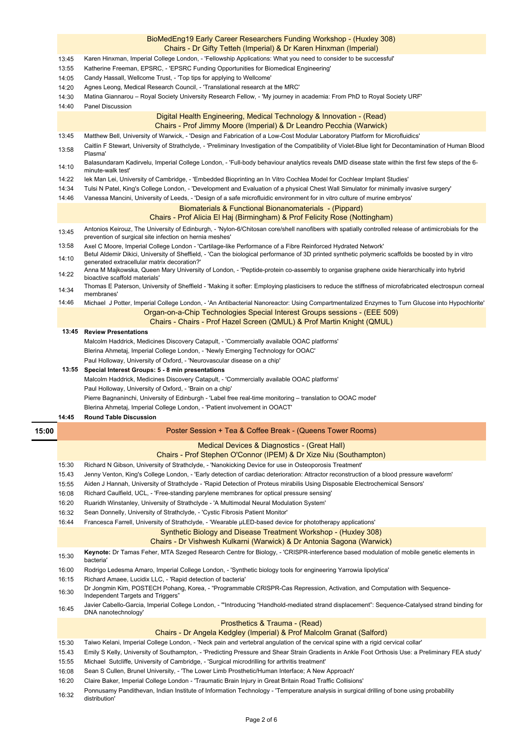## BioMedEng19 Early Career Researchers Funding Workshop - (Huxley 308)

### Chairs - Dr Gifty Tetteh (Imperial) & Dr Karen Hinxman (Imperial)

| Time | Presentation |
|---|---|
| 13:45 | Karen Hinxman, Imperial College London, - 'Fellowship Applications: What you need to consider to be successful' |
| 13:55 | Katherine Freeman, EPSRC, - 'EPSRC Funding Opportunities for Biomedical Engineering' |
| 14:05 | Candy Hassall, Wellcome Trust, - 'Top tips for applying to Wellcome' |
| 14:20 | Agnes Leong, Medical Research Council, - 'Translational research at the MRC' |
| 14:30 | Matina Giannarou – Royal Society University Research Fellow, - 'My journey in academia: From PhD to Royal Society URF' |
| 14:40 | Panel Discussion |

## Digital Health Engineering, Medical Technology & Innovation - (Read)

### Chairs - Prof Jimmy Moore (Imperial) & Dr Leandro Pecchia (Warwick)

| Time | Presentation |
|---|---|
| 13:45 | Matthew Bell, University of Warwick, - 'Design and Fabrication of a Low-Cost Modular Laboratory Platform for Microfluidics' |
| 13:58 | Caitlin F Stewart, University of Strathclyde, - 'Preliminary Investigation of the Compatibility of Violet-Blue light for Decontamination of Human Blood Plasma' |
| 14:10 | Balasundaram Kadirvelu, Imperial College London, - 'Full-body behaviour analytics reveals DMD disease state within the first few steps of the 6-minute-walk test' |
| 14:22 | Iek Man Lei, University of Cambridge, - 'Embedded Bioprinting an In Vitro Cochlea Model for Cochlear Implant Studies' |
| 14:34 | Tulsi N Patel, King's College London, - 'Development and Evaluation of a physical Chest Wall Simulator for minimally invasive surgery' |
| 14:46 | Vanessa Mancini, University of Leeds, - 'Design of a safe microfluidic environment for in vitro culture of murine embryos' |

## Biomaterials & Functional Bionanomaterials - (Pippard)

### Chairs - Prof Alicia El Haj (Birmingham) & Prof Felicity Rose (Nottingham)

| Time | Presentation |
|---|---|
| 13:45 | Antonios Keirouz, The University of Edinburgh, - 'Nylon-6/Chitosan core/shell nanofibers with spatially controlled release of antimicrobials for the prevention of surgical site infection on hernia meshes' |
| 13:58 | Axel C Moore, Imperial College London - 'Cartilage-like Performance of a Fibre Reinforced Hydrated Network' |
| 14:10 | Betul Aldemir Dikici, University of Sheffield, - 'Can the biological performance of 3D printed synthetic polymeric scaffolds be boosted by in vitro generated extracellular matrix decoration?' |
| 14:22 | Anna M Majkowska, Queen Mary University of London, - 'Peptide-protein co-assembly to organise graphene oxide hierarchically into hybrid bioactive scaffold materials' |
| 14:34 | Thomas E Paterson, University of Sheffield - 'Making it softer: Employing plasticisers to reduce the stiffness of microfabricated electrospun corneal membranes' |
| 14:46 | Michael J Potter, Imperial College London, - 'An Antibacterial Nanoreactor: Using Compartmentalized Enzymes to Turn Glucose into Hypochlorite' |

## Organ-on-a-Chip Technologies Special Interest Groups sessions - (EEE 509)

### Chairs - Chairs - Prof Hazel Screen (QMUL) & Prof Martin Knight (QMUL)

**13:45 Review Presentations**

- Malcolm Haddrick, Medicines Discovery Catapult, - 'Commercially available OOAC platforms'
- Blerina Ahmetaj, Imperial College London, - 'Newly Emerging Technology for OOAC'
- Paul Holloway, University of Oxford, - 'Neurovascular disease on a chip'

**13:55 Special Interest Groups: 5 - 8 min presentations**

- Malcolm Haddrick, Medicines Discovery Catapult, - 'Commercially available OOAC platforms'
- Paul Holloway, University of Oxford, - 'Brain on a chip'
- Pierre Bagnaninchi, University of Edinburgh - 'Label free real-time monitoring – translation to OOAC model'
- Blerina Ahmetaj, Imperial College London, - 'Patient involvement in OOACT'

**14:45 Round Table Discussion**

## 15:00 Poster Session + Tea & Coffee Break - (Queens Tower Rooms)

## Medical Devices & Diagnostics - (Great Hall)

### Chairs - Prof Stephen O'Connor (IPEM) & Dr Xize Niu (Southampton)

| Time | Presentation |
|---|---|
| 15:30 | Richard N Gibson, University of Strathclyde, - 'Nanokicking Device for use in Osteoporosis Treatment' |
| 15.43 | Jenny Venton, King's College London, - 'Early detection of cardiac deterioration: Attractor reconstruction of a blood pressure waveform' |
| 15:55 | Aiden J Hannah, University of Strathclyde - 'Rapid Detection of Proteus mirabilis Using Disposable Electrochemical Sensors' |
| 16:08 | Richard Caulfield, UCL, - 'Free-standing parylene membranes for optical pressure sensing' |
| 16:20 | Ruaridh Winstanley, University of Strathclyde - 'A Multimodal Neural Modulation System' |
| 16:32 | Sean Donnelly, University of Strathclyde, - 'Cystic Fibrosis Patient Monitor' |
| 16:44 | Francesca Farrell, University of Strathclyde, - 'Wearable µLED-based device for phototherapy applications' |

## Synthetic Biology and Disease Treatment Workshop - (Huxley 308)

### Chairs - Dr Vishwesh Kulkarni (Warwick) & Dr Antonia Sagona (Warwick)

| Time | Presentation |
|---|---|
| 15:30 | **Keynote:** Dr Tamas Feher, MTA Szeged Research Centre for Biology, - 'CRISPR-interference based modulation of mobile genetic elements in bacteria' |
| 16:00 | Rodrigo Ledesma Amaro, Imperial College London, - 'Synthetic biology tools for engineering Yarrowia lipolytica' |
| 16:15 | Richard Amaee, Lucidix LLC, - 'Rapid detection of bacteria' |
| 16:30 | Dr Jongmin Kim, POSTECH Pohang, Korea, - "Programmable CRISPR-Cas Repression, Activation, and Computation with Sequence-Independent Targets and Triggers" |
| 16:45 | Javier Cabello-Garcia, Imperial College London, - '"Introducing "Handhold-mediated strand displacement": Sequence-Catalysed strand binding for DNA nanotechnology' |

## Prosthetics & Trauma - (Read)

### Chairs - Dr Angela Kedgley (Imperial) & Prof Malcolm Granat (Salford)

| Time | Presentation |
|---|---|
| 15:30 | Taiwo Kelani, Imperial College London, - 'Neck pain and vertebral angulation of the cervical spine with a rigid cervical collar' |
| 15.43 | Emily S Kelly, University of Southampton, - 'Predicting Pressure and Shear Strain Gradients in Ankle Foot Orthosis Use: a Preliminary FEA study' |
| 15:55 | Michael Sutcliffe, University of Cambridge, - 'Surgical microdrilling for arthritis treatment' |
| 16:08 | Sean S Cullen, Brunel University, - 'The Lower Limb Prosthetic/Human Interface; A New Approach' |
| 16:20 | Claire Baker, Imperial College London - 'Traumatic Brain Injury in Great Britain Road Traffic Collisions' |
| 16:32 | Ponnusamy Pandithevan, Indian Institute of Information Technology - 'Temperature analysis in surgical drilling of bone using probability distribution' |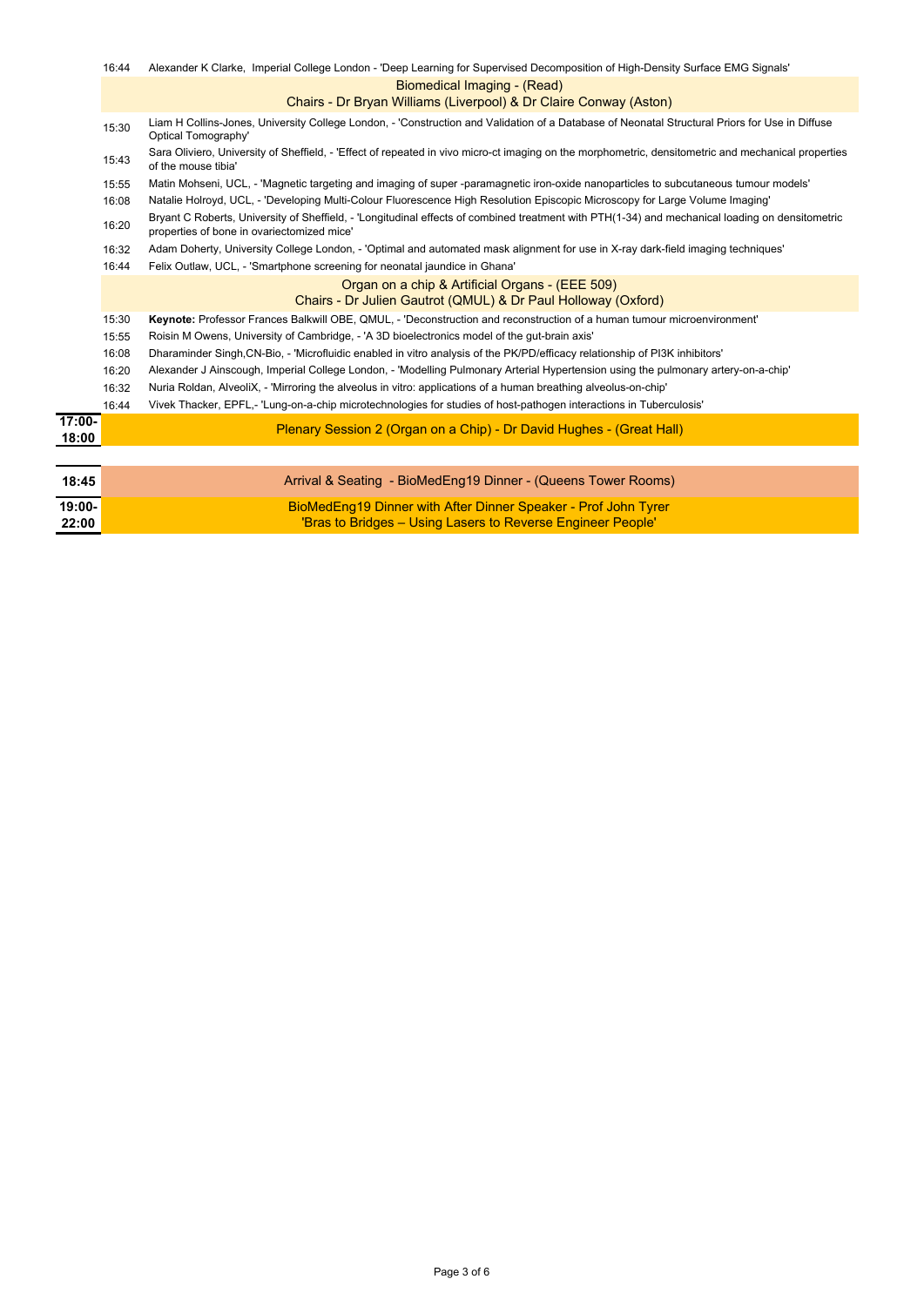| Time | Session |
|---|---|
| 16:44 | Alexander K Clarke, Imperial College London - 'Deep Learning for Supervised Decomposition of High-Density Surface EMG Signals' |
| | **Biomedical Imaging - (Read)**<br>**Chairs - Dr Bryan Williams (Liverpool) & Dr Claire Conway (Aston)** |
| 15:30 | Liam H Collins-Jones, University College London, - 'Construction and Validation of a Database of Neonatal Structural Priors for Use in Diffuse Optical Tomography' |
| 15:43 | Sara Oliviero, University of Sheffield, - 'Effect of repeated in vivo micro-ct imaging on the morphometric, densitometric and mechanical properties of the mouse tibia' |
| 15:55 | Matin Mohseni, UCL, - 'Magnetic targeting and imaging of super -paramagnetic iron-oxide nanoparticles to subcutaneous tumour models' |
| 16:08 | Natalie Holroyd, UCL, - 'Developing Multi-Colour Fluorescence High Resolution Episcopic Microscopy for Large Volume Imaging' |
| 16:20 | Bryant C Roberts, University of Sheffield, - 'Longitudinal effects of combined treatment with PTH(1-34) and mechanical loading on densitometric properties of bone in ovariectomized mice' |
| 16:32 | Adam Doherty, University College London, - 'Optimal and automated mask alignment for use in X-ray dark-field imaging techniques' |
| 16:44 | Felix Outlaw, UCL, - 'Smartphone screening for neonatal jaundice in Ghana' |
| | **Organ on a chip & Artificial Organs - (EEE 509)**<br>**Chairs - Dr Julien Gautrot (QMUL) & Dr Paul Holloway (Oxford)** |
| 15:30 | **Keynote:** Professor Frances Balkwill OBE, QMUL, - 'Deconstruction and reconstruction of a human tumour microenvironment' |
| 15:55 | Roisin M Owens, University of Cambridge, - 'A 3D bioelectronics model of the gut-brain axis' |
| 16:08 | Dharaminder Singh,CN-Bio, - 'Microfluidic enabled in vitro analysis of the PK/PD/efficacy relationship of PI3K inhibitors' |
| 16:20 | Alexander J Ainscough, Imperial College London, - 'Modelling Pulmonary Arterial Hypertension using the pulmonary artery-on-a-chip' |
| 16:32 | Nuria Roldan, AlveoliX, - 'Mirroring the alveolus in vitro: applications of a human breathing alveolus-on-chip' |
| 16:44 | Vivek Thacker, EPFL,- 'Lung-on-a-chip microtechnologies for studies of host-pathogen interactions in Tuberculosis' |
| **17:00-18:00** | Plenary Session 2 (Organ on a Chip) - Dr David Hughes - (Great Hall) |
| **18:45** | Arrival & Seating - BioMedEng19 Dinner - (Queens Tower Rooms) |
| **19:00-22:00** | BioMedEng19 Dinner with After Dinner Speaker - Prof John Tyrer<br>'Bras to Bridges – Using Lasers to Reverse Engineer People' |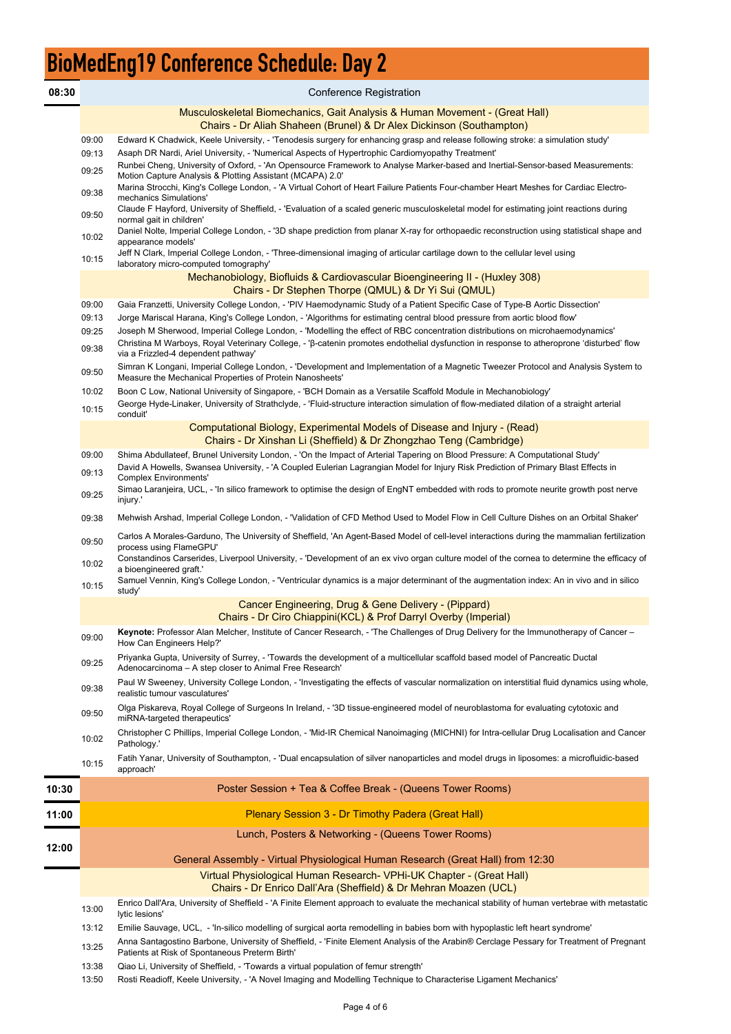# BioMedEng19 Conference Schedule: Day 2

**08:30** — Conference Registration

## Musculoskeletal Biomechanics, Gait Analysis & Human Movement - (Great Hall)

Chairs - Dr Aliah Shaheen (Brunel) & Dr Alex Dickinson (Southampton)

| Time | Presentation |
|---|---|
| 09:00 | Edward K Chadwick, Keele University, - 'Tenodesis surgery for enhancing grasp and release following stroke: a simulation study' |
| 09:13 | Asaph DR Nardi, Ariel University, - 'Numerical Aspects of Hypertrophic Cardiomyopathy Treatment' |
| 09:25 | Runbei Cheng, University of Oxford, - 'An Opensource Framework to Analyse Marker-based and Inertial-Sensor-based Measurements: Motion Capture Analysis & Plotting Assistant (MCAPA) 2.0' |
| 09:38 | Marina Strocchi, King's College London, - 'A Virtual Cohort of Heart Failure Patients Four-chamber Heart Meshes for Cardiac Electro-mechanics Simulations' |
| 09:50 | Claude F Hayford, University of Sheffield, - 'Evaluation of a scaled generic musculoskeletal model for estimating joint reactions during normal gait in children' |
| 10:02 | Daniel Nolte, Imperial College London, - '3D shape prediction from planar X-ray for orthopaedic reconstruction using statistical shape and appearance models' |
| 10:15 | Jeff N Clark, Imperial College London, - 'Three-dimensional imaging of articular cartilage down to the cellular level using laboratory micro-computed tomography' |

## Mechanobiology, Biofluids & Cardiovascular Bioengineering II - (Huxley 308)

Chairs - Dr Stephen Thorpe (QMUL) & Dr Yi Sui (QMUL)

| Time | Presentation |
|---|---|
| 09:00 | Gaia Franzetti, University College London, - 'PIV Haemodynamic Study of a Patient Specific Case of Type-B Aortic Dissection' |
| 09:13 | Jorge Mariscal Harana, King's College London, - 'Algorithms for estimating central blood pressure from aortic blood flow' |
| 09:25 | Joseph M Sherwood, Imperial College London, - 'Modelling the effect of RBC concentration distributions on microhaemodynamics' |
| 09:38 | Christina M Warboys, Royal Veterinary College, - 'β-catenin promotes endothelial dysfunction in response to atheroprone 'disturbed' flow via a Frizzled-4 dependent pathway' |
| 09:50 | Simran K Longani, Imperial College London, - 'Development and Implementation of a Magnetic Tweezer Protocol and Analysis System to Measure the Mechanical Properties of Protein Nanosheets' |
| 10:02 | Boon C Low, National University of Singapore, - 'BCH Domain as a Versatile Scaffold Module in Mechanobiology' |
| 10:15 | George Hyde-Linaker, University of Strathclyde, - 'Fluid-structure interaction simulation of flow-mediated dilation of a straight arterial conduit' |

## Computational Biology, Experimental Models of Disease and Injury - (Read)

Chairs - Dr Xinshan Li (Sheffield) & Dr Zhongzhao Teng (Cambridge)

| Time | Presentation |
|---|---|
| 09:00 | Shima Abdullateef, Brunel University London, - 'On the Impact of Arterial Tapering on Blood Pressure: A Computational Study' |
| 09:13 | David A Howells, Swansea University, - 'A Coupled Eulerian Lagrangian Model for Injury Risk Prediction of Primary Blast Effects in Complex Environments' |
| 09:25 | Simao Laranjeira, UCL, - 'In silico framework to optimise the design of EngNT embedded with rods to promote neurite growth post nerve injury.' |
| 09:38 | Mehwish Arshad, Imperial College London, - 'Validation of CFD Method Used to Model Flow in Cell Culture Dishes on an Orbital Shaker' |
| 09:50 | Carlos A Morales-Garduno, The University of Sheffield, 'An Agent-Based Model of cell-level interactions during the mammalian fertilization process using FlameGPU' |
| 10:02 | Constandinos Carserides, Liverpool University, - 'Development of an ex vivo organ culture model of the cornea to determine the efficacy of a bioengineered graft.' |
| 10:15 | Samuel Vennin, King's College London, - 'Ventricular dynamics is a major determinant of the augmentation index: An in vivo and in silico study' |

## Cancer Engineering, Drug & Gene Delivery - (Pippard)

Chairs - Dr Ciro Chiappini(KCL) & Prof Darryl Overby (Imperial)

| Time | Presentation |
|---|---|
| 09:00 | **Keynote:** Professor Alan Melcher, Institute of Cancer Research, - 'The Challenges of Drug Delivery for the Immunotherapy of Cancer – How Can Engineers Help?' |
| 09:25 | Priyanka Gupta, University of Surrey, - 'Towards the development of a multicellular scaffold based model of Pancreatic Ductal Adenocarcinoma – A step closer to Animal Free Research' |
| 09:38 | Paul W Sweeney, University College London, - 'Investigating the effects of vascular normalization on interstitial fluid dynamics using whole, realistic tumour vasculatures' |
| 09:50 | Olga Piskareva, Royal College of Surgeons In Ireland, - '3D tissue-engineered model of neuroblastoma for evaluating cytotoxic and miRNA-targeted therapeutics' |
| 10:02 | Christopher C Phillips, Imperial College London, - 'Mid-IR Chemical Nanoimaging (MICHNI) for Intra-cellular Drug Localisation and Cancer Pathology.' |
| 10:15 | Fatih Yanar, University of Southampton, - 'Dual encapsulation of silver nanoparticles and model drugs in liposomes: a microfluidic-based approach' |

**10:30** — Poster Session + Tea & Coffee Break - (Queens Tower Rooms)

**11:00** — Plenary Session 3 - Dr Timothy Padera (Great Hall)

**12:00** — Lunch, Posters & Networking - (Queens Tower Rooms)

General Assembly - Virtual Physiological Human Research (Great Hall) from 12:30

## Virtual Physiological Human Research- VPHi-UK Chapter - (Great Hall)

Chairs - Dr Enrico Dall'Ara (Sheffield) & Dr Mehran Moazen (UCL)

| Time | Presentation |
|---|---|
| 13:00 | Enrico Dall'Ara, University of Sheffield - 'A Finite Element approach to evaluate the mechanical stability of human vertebrae with metastatic lytic lesions' |
| 13:12 | Emilie Sauvage, UCL, - 'In-silico modelling of surgical aorta remodelling in babies born with hypoplastic left heart syndrome' |
| 13:25 | Anna Santagostino Barbone, University of Sheffield, - 'Finite Element Analysis of the Arabin® Cerclage Pessary for Treatment of Pregnant Patients at Risk of Spontaneous Preterm Birth' |
| 13:38 | Qiao Li, University of Sheffield, - 'Towards a virtual population of femur strength' |
| 13:50 | Rosti Readioff, Keele University, - 'A Novel Imaging and Modelling Technique to Characterise Ligament Mechanics' |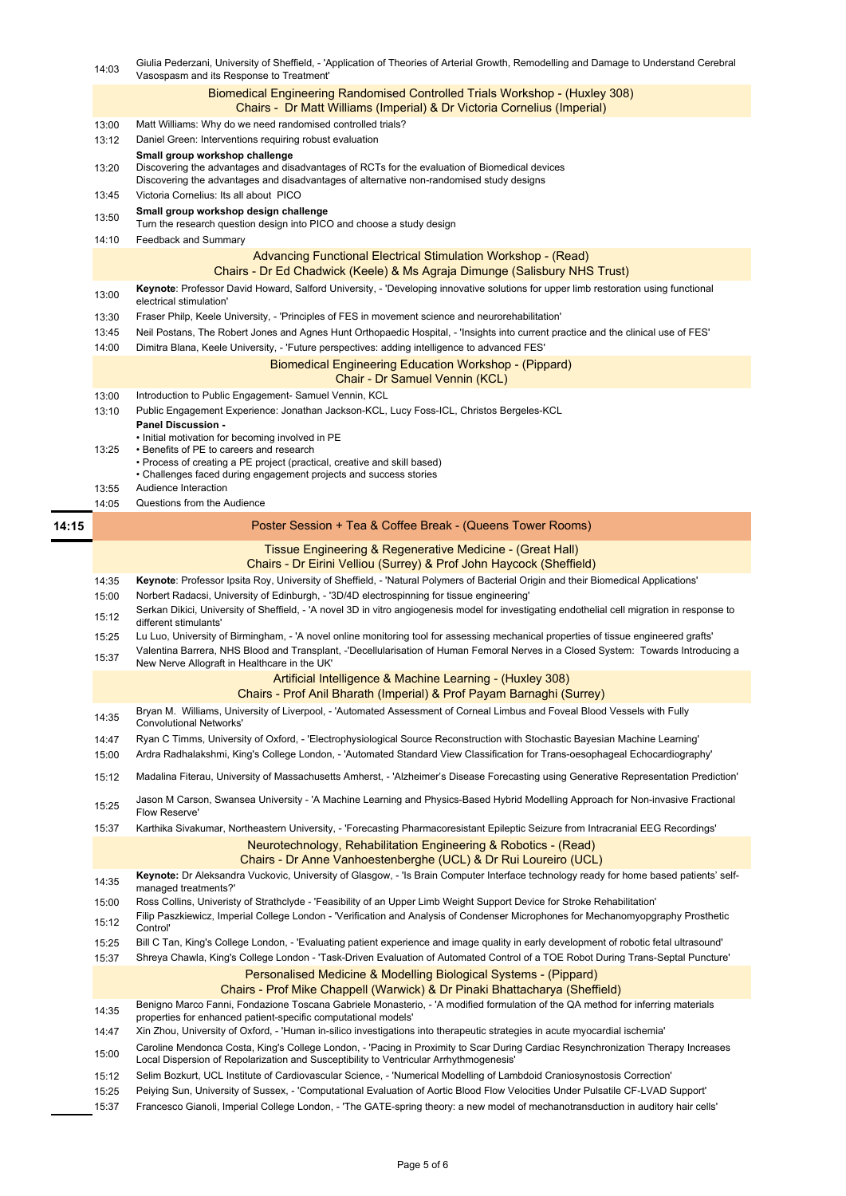14:03 Giulia Pederzani, University of Sheffield, - 'Application of Theories of Arterial Growth, Remodelling and Damage to Understand Cerebral Vasospasm and its Response to Treatment'

### Biomedical Engineering Randomised Controlled Trials Workshop - (Huxley 308)
Chairs - Dr Matt Williams (Imperial) & Dr Victoria Cornelius (Imperial)

| Time | Session |
|---|---|
| 13:00 | Matt Williams: Why do we need randomised controlled trials? |
| 13:12 | Daniel Green: Interventions requiring robust evaluation |
| 13:20 | **Small group workshop challenge** Discovering the advantages and disadvantages of RCTs for the evaluation of Biomedical devices Discovering the advantages and disadvantages of alternative non-randomised study designs |
| 13:45 | Victoria Cornelius: Its all about PICO |
| 13:50 | **Small group workshop design challenge** Turn the research question design into PICO and choose a study design |
| 14:10 | Feedback and Summary |

### Advancing Functional Electrical Stimulation Workshop - (Read)
Chairs - Dr Ed Chadwick (Keele) & Ms Agraja Dimunge (Salisbury NHS Trust)

| Time | Session |
|---|---|
| 13:00 | **Keynote**: Professor David Howard, Salford University, - 'Developing innovative solutions for upper limb restoration using functional electrical stimulation' |
| 13:30 | Fraser Philp, Keele University, - 'Principles of FES in movement science and neurorehabilitation' |
| 13:45 | Neil Postans, The Robert Jones and Agnes Hunt Orthopaedic Hospital, - 'Insights into current practice and the clinical use of FES' |
| 14:00 | Dimitra Blana, Keele University, - 'Future perspectives: adding intelligence to advanced FES' |

### Biomedical Engineering Education Workshop - (Pippard)
Chair - Dr Samuel Vennin (KCL)

| Time | Session |
|---|---|
| 13:00 | Introduction to Public Engagement- Samuel Vennin, KCL |
| 13:10 | Public Engagement Experience: Jonathan Jackson-KCL, Lucy Foss-ICL, Christos Bergeles-KCL |
| 13:25 | **Panel Discussion -** • Initial motivation for becoming involved in PE • Benefits of PE to careers and research • Process of creating a PE project (practical, creative and skill based) • Challenges faced during engagement projects and success stories |
| 13:55 | Audience Interaction |
| 14:05 | Questions from the Audience |

## 14:15 Poster Session + Tea & Coffee Break - (Queens Tower Rooms)

### Tissue Engineering & Regenerative Medicine - (Great Hall)
Chairs - Dr Eirini Velliou (Surrey) & Prof John Haycock (Sheffield)

| Time | Session |
|---|---|
| 14:35 | **Keynote**: Professor Ipsita Roy, University of Sheffield, - 'Natural Polymers of Bacterial Origin and their Biomedical Applications' |
| 15:00 | Norbert Radacsi, University of Edinburgh, - '3D/4D electrospinning for tissue engineering' |
| 15:12 | Serkan Dikici, University of Sheffield, - 'A novel 3D in vitro angiogenesis model for investigating endothelial cell migration in response to different stimulants' |
| 15:25 | Lu Luo, University of Birmingham, - 'A novel online monitoring tool for assessing mechanical properties of tissue engineered grafts' |
| 15:37 | Valentina Barrera, NHS Blood and Transplant, -'Decellularisation of Human Femoral Nerves in a Closed System: Towards Introducing a New Nerve Allograft in Healthcare in the UK' |

### Artificial Intelligence & Machine Learning - (Huxley 308)
Chairs - Prof Anil Bharath (Imperial) & Prof Payam Barnaghi (Surrey)

| Time | Session |
|---|---|
| 14:35 | Bryan M. Williams, University of Liverpool, - 'Automated Assessment of Corneal Limbus and Foveal Blood Vessels with Fully Convolutional Networks' |
| 14:47 | Ryan C Timms, University of Oxford, - 'Electrophysiological Source Reconstruction with Stochastic Bayesian Machine Learning' |
| 15:00 | Ardra Radhalakshmi, King's College London, - 'Automated Standard View Classification for Trans-oesophageal Echocardiography' |
| 15:12 | Madalina Fiterau, University of Massachusetts Amherst, - 'Alzheimer's Disease Forecasting using Generative Representation Prediction' |
| 15:25 | Jason M Carson, Swansea University - 'A Machine Learning and Physics-Based Hybrid Modelling Approach for Non-invasive Fractional Flow Reserve' |
| 15:37 | Karthika Sivakumar, Northeastern University, - 'Forecasting Pharmacoresistant Epileptic Seizure from Intracranial EEG Recordings' |

### Neurotechnology, Rehabilitation Engineering & Robotics - (Read)
Chairs - Dr Anne Vanhoestenberghe (UCL) & Dr Rui Loureiro (UCL)

| Time | Session |
|---|---|
| 14:35 | **Keynote:** Dr Aleksandra Vuckovic, University of Glasgow, - 'Is Brain Computer Interface technology ready for home based patients' self-managed treatments?' |
| 15:00 | Ross Collins, Univeristy of Strathclyde - 'Feasibility of an Upper Limb Weight Support Device for Stroke Rehabilitation' |
| 15:12 | Filip Paszkiewicz, Imperial College London - 'Verification and Analysis of Condenser Microphones for Mechanomyopgraphy Prosthetic Control' |
| 15:25 | Bill C Tan, King's College London, - 'Evaluating patient experience and image quality in early development of robotic fetal ultrasound' |
| 15:37 | Shreya Chawla, King's College London - 'Task-Driven Evaluation of Automated Control of a TOE Robot During Trans-Septal Puncture' |

### Personalised Medicine & Modelling Biological Systems - (Pippard)
Chairs - Prof Mike Chappell (Warwick) & Dr Pinaki Bhattacharya (Sheffield)

| Time | Session |
|---|---|
| 14:35 | Benigno Marco Fanni, Fondazione Toscana Gabriele Monasterio, - 'A modified formulation of the QA method for inferring materials properties for enhanced patient-specific computational models' |
| 14:47 | Xin Zhou, University of Oxford, - 'Human in-silico investigations into therapeutic strategies in acute myocardial ischemia' |
| 15:00 | Caroline Mendonca Costa, King's College London, - 'Pacing in Proximity to Scar During Cardiac Resynchronization Therapy Increases Local Dispersion of Repolarization and Susceptibility to Ventricular Arrhythmogenesis' |
| 15:12 | Selim Bozkurt, UCL Institute of Cardiovascular Science, - 'Numerical Modelling of Lambdoid Craniosynostosis Correction' |
| 15:25 | Peiying Sun, University of Sussex, - 'Computational Evaluation of Aortic Blood Flow Velocities Under Pulsatile CF-LVAD Support' |
| 15:37 | Francesco Gianoli, Imperial College London, - 'The GATE-spring theory: a new model of mechanotransduction in auditory hair cells' |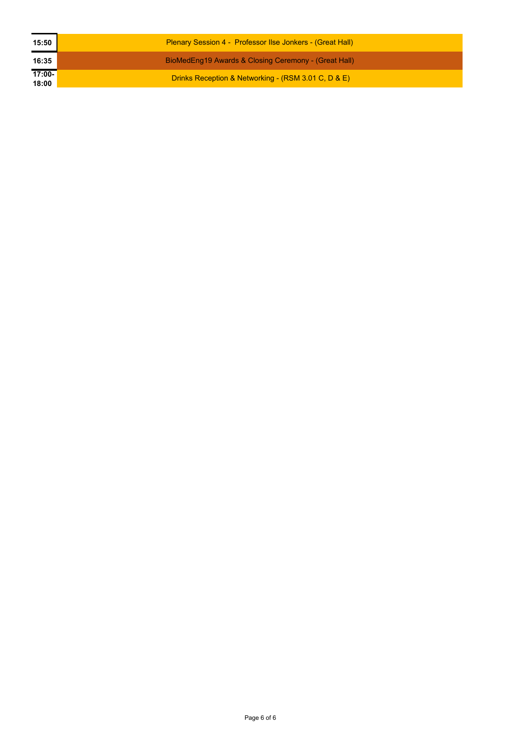| | |
|---|---|
| 15:50 | Plenary Session 4 - Professor Ilse Jonkers - (Great Hall) |
| 16:35 | BioMedEng19 Awards & Closing Ceremony - (Great Hall) |
| 17:00-18:00 | Drinks Reception & Networking - (RSM 3.01 C, D & E) |